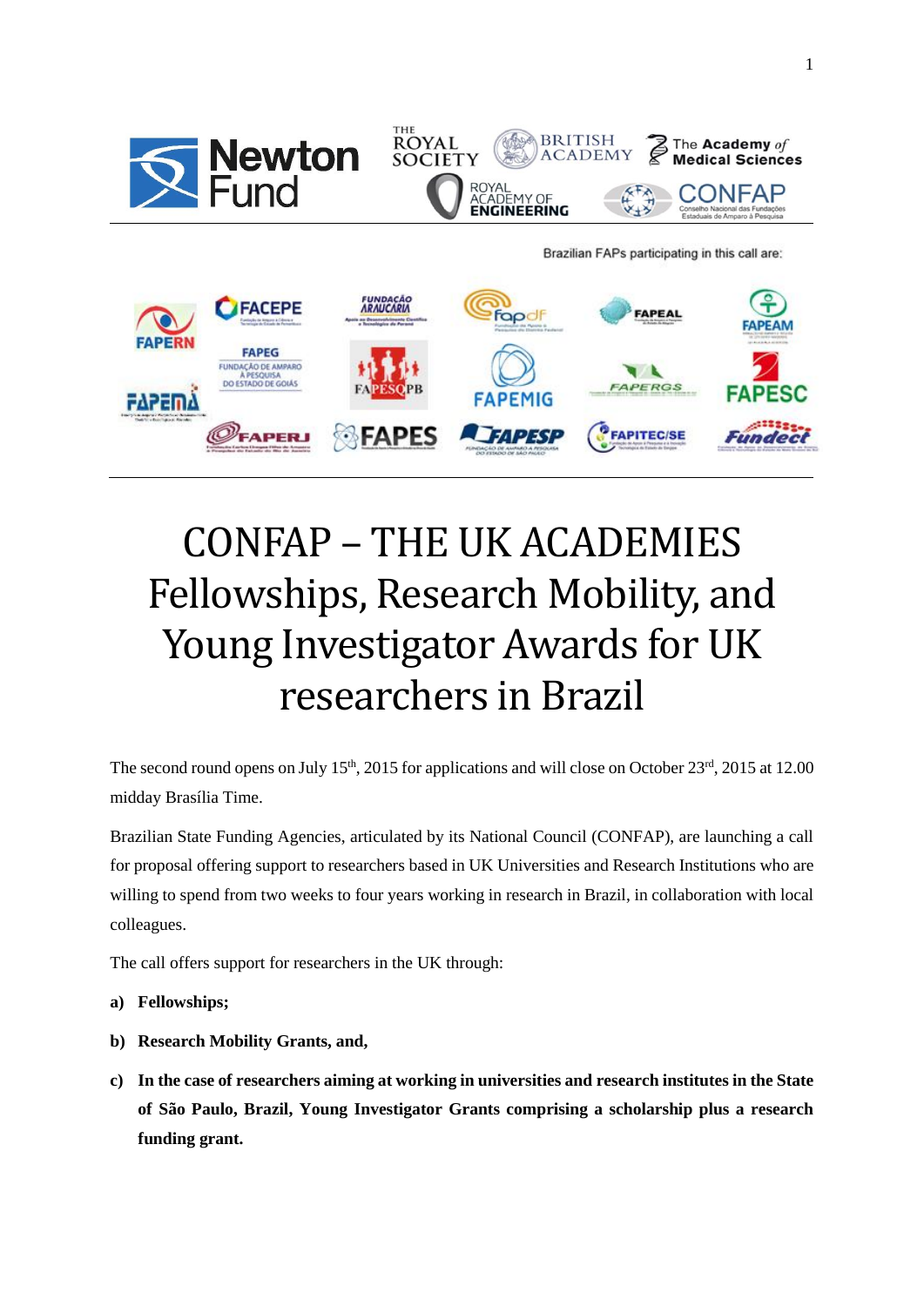Brazilian FAPs participating in this call are:

# CONFAP – THE UK ACADEMIES Fellowships, Research Mobility, and Young Investigator Awards for UK researchers in Brazil

The second round opens on July 15th, 2015 for applications and will close on October 23rd, 2015 at 12.00 midday Brasília Time.

Brazilian State Funding Agencies, articulated by its National Council (CONFAP), are launching a call for proposal offering support to researchers based in UK Universities and Research Institutions who are willing to spend from two weeks to four years working in research in Brazil, in collaboration with local colleagues.

The call offers support for researchers in the UK through:

a) **Fellowships;**
b) **Research Mobility Grants, and,**
c) **In the case of researchers aiming at working in universities and research institutes in the State of São Paulo, Brazil, Young Investigator Grants comprising a scholarship plus a research funding grant.**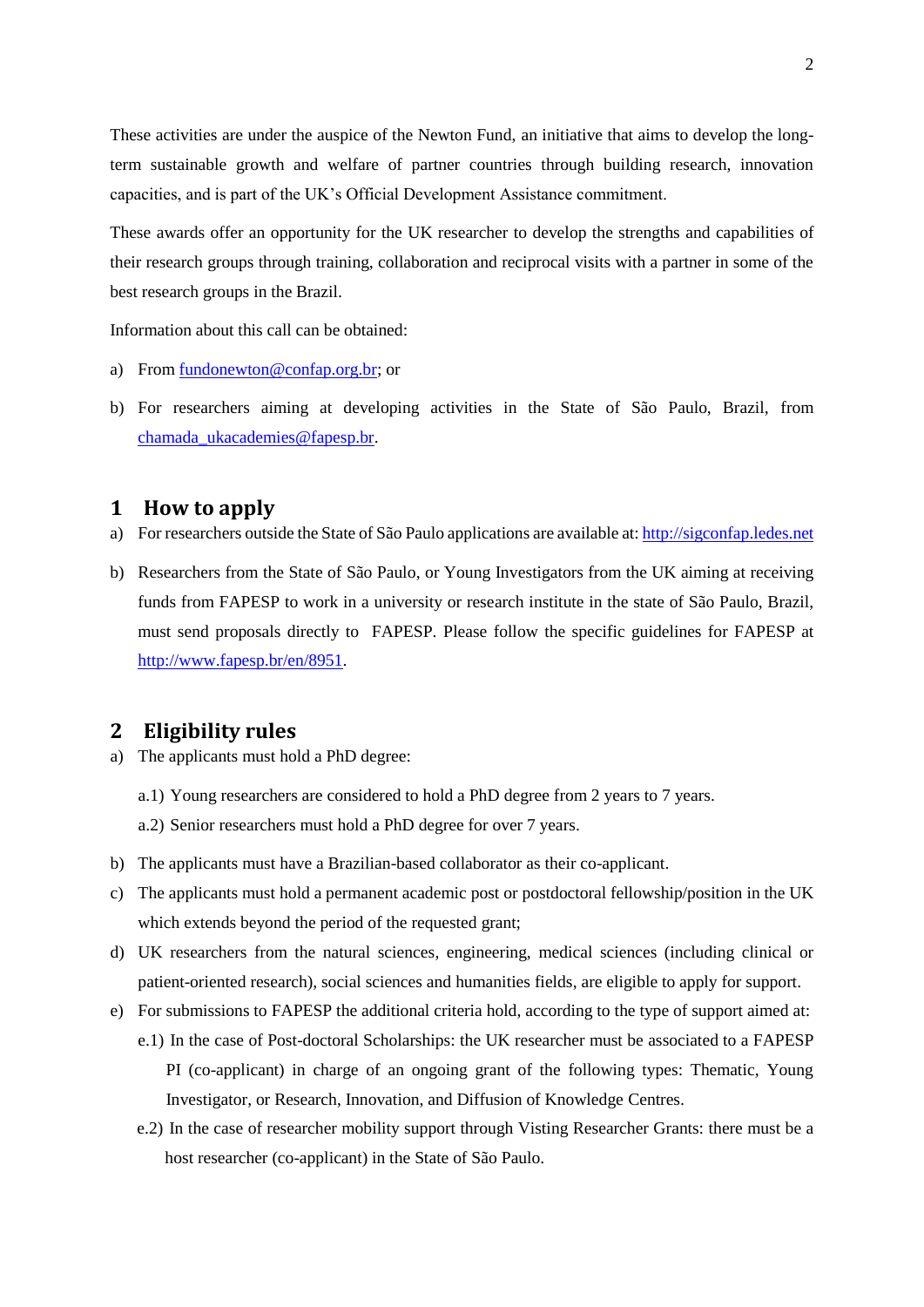These activities are under the auspice of the Newton Fund, an initiative that aims to develop the long-term sustainable growth and welfare of partner countries through building research, innovation capacities, and is part of the UK's Official Development Assistance commitment.

These awards offer an opportunity for the UK researcher to develop the strengths and capabilities of their research groups through training, collaboration and reciprocal visits with a partner in some of the best research groups in the Brazil.

Information about this call can be obtained:

a) From fundonewton@confap.org.br; or

b) For researchers aiming at developing activities in the State of São Paulo, Brazil, from chamada_ukacademies@fapesp.br.

## 1 How to apply

a) For researchers outside the State of São Paulo applications are available at: http://sigconfap.ledes.net

b) Researchers from the State of São Paulo, or Young Investigators from the UK aiming at receiving funds from FAPESP to work in a university or research institute in the state of São Paulo, Brazil, must send proposals directly to FAPESP. Please follow the specific guidelines for FAPESP at http://www.fapesp.br/en/8951.

## 2 Eligibility rules

a) The applicants must hold a PhD degree:

   a.1) Young researchers are considered to hold a PhD degree from 2 years to 7 years.

   a.2) Senior researchers must hold a PhD degree for over 7 years.

b) The applicants must have a Brazilian-based collaborator as their co-applicant.

c) The applicants must hold a permanent academic post or postdoctoral fellowship/position in the UK which extends beyond the period of the requested grant;

d) UK researchers from the natural sciences, engineering, medical sciences (including clinical or patient-oriented research), social sciences and humanities fields, are eligible to apply for support.

e) For submissions to FAPESP the additional criteria hold, according to the type of support aimed at:

   e.1) In the case of Post-doctoral Scholarships: the UK researcher must be associated to a FAPESP PI (co-applicant) in charge of an ongoing grant of the following types: Thematic, Young Investigator, or Research, Innovation, and Diffusion of Knowledge Centres.

   e.2) In the case of researcher mobility support through Visting Researcher Grants: there must be a host researcher (co-applicant) in the State of São Paulo.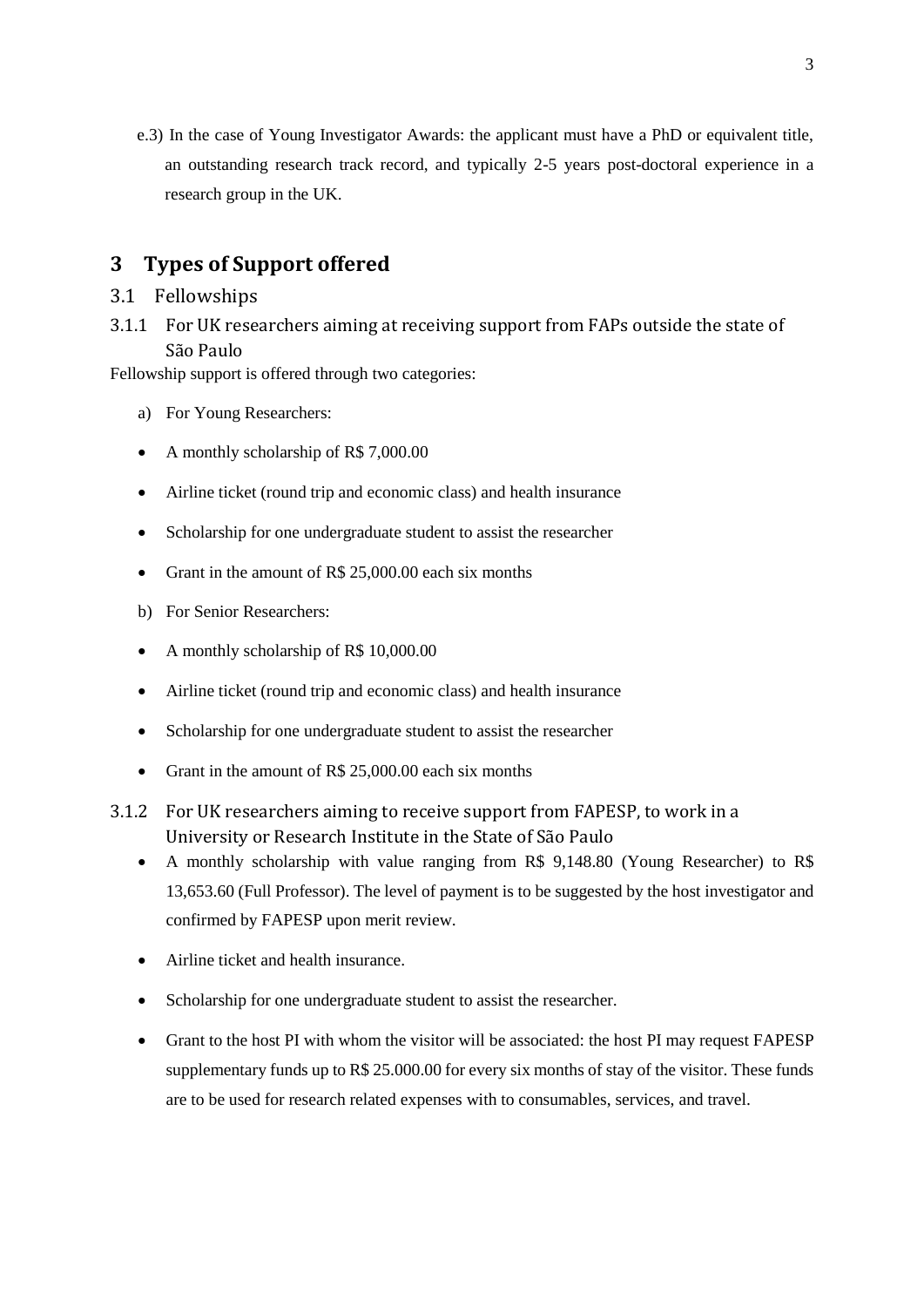e.3) In the case of Young Investigator Awards: the applicant must have a PhD or equivalent title, an outstanding research track record, and typically 2-5 years post-doctoral experience in a research group in the UK.

# 3 Types of Support offered

## 3.1 Fellowships

### 3.1.1 For UK researchers aiming at receiving support from FAPs outside the state of São Paulo

Fellowship support is offered through two categories:

a) For Young Researchers:

- A monthly scholarship of R$ 7,000.00
- Airline ticket (round trip and economic class) and health insurance
- Scholarship for one undergraduate student to assist the researcher
- Grant in the amount of R$ 25,000.00 each six months

b) For Senior Researchers:

- A monthly scholarship of R$ 10,000.00
- Airline ticket (round trip and economic class) and health insurance
- Scholarship for one undergraduate student to assist the researcher
- Grant in the amount of R$ 25,000.00 each six months

### 3.1.2 For UK researchers aiming to receive support from FAPESP, to work in a University or Research Institute in the State of São Paulo

- A monthly scholarship with value ranging from R$ 9,148.80 (Young Researcher) to R$ 13,653.60 (Full Professor). The level of payment is to be suggested by the host investigator and confirmed by FAPESP upon merit review.
- Airline ticket and health insurance.
- Scholarship for one undergraduate student to assist the researcher.
- Grant to the host PI with whom the visitor will be associated: the host PI may request FAPESP supplementary funds up to R$ 25.000.00 for every six months of stay of the visitor. These funds are to be used for research related expenses with to consumables, services, and travel.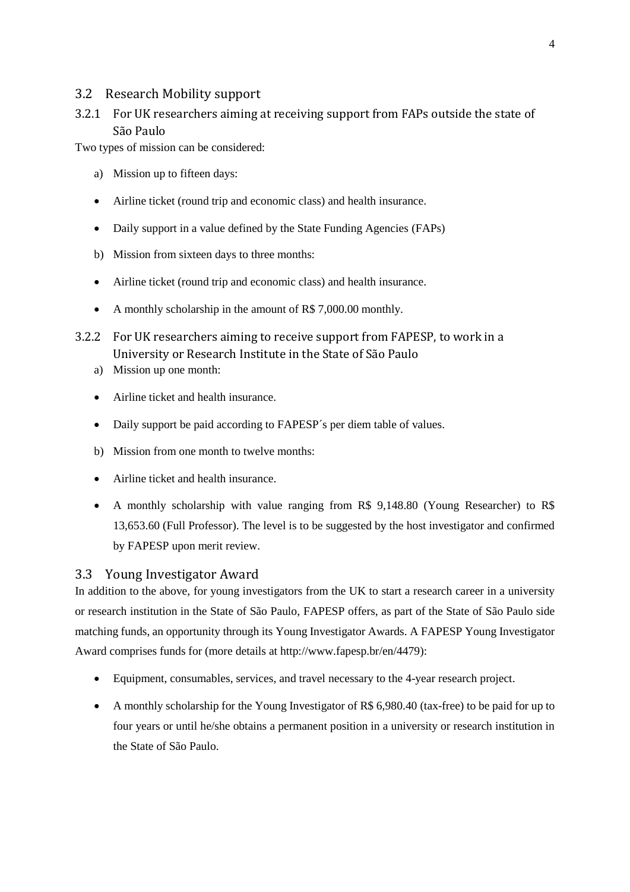## 3.2 Research Mobility support

### 3.2.1 For UK researchers aiming at receiving support from FAPs outside the state of São Paulo

Two types of mission can be considered:

a) Mission up to fifteen days:

- Airline ticket (round trip and economic class) and health insurance.
- Daily support in a value defined by the State Funding Agencies (FAPs)

b) Mission from sixteen days to three months:

- Airline ticket (round trip and economic class) and health insurance.
- A monthly scholarship in the amount of R$ 7,000.00 monthly.

### 3.2.2 For UK researchers aiming to receive support from FAPESP, to work in a University or Research Institute in the State of São Paulo

a) Mission up one month:

- Airline ticket and health insurance.
- Daily support be paid according to FAPESP´s per diem table of values.

b) Mission from one month to twelve months:

- Airline ticket and health insurance.
- A monthly scholarship with value ranging from R$ 9,148.80 (Young Researcher) to R$ 13,653.60 (Full Professor). The level is to be suggested by the host investigator and confirmed by FAPESP upon merit review.

## 3.3 Young Investigator Award

In addition to the above, for young investigators from the UK to start a research career in a university or research institution in the State of São Paulo, FAPESP offers, as part of the State of São Paulo side matching funds, an opportunity through its Young Investigator Awards. A FAPESP Young Investigator Award comprises funds for (more details at http://www.fapesp.br/en/4479):

- Equipment, consumables, services, and travel necessary to the 4-year research project.
- A monthly scholarship for the Young Investigator of R$ 6,980.40 (tax-free) to be paid for up to four years or until he/she obtains a permanent position in a university or research institution in the State of São Paulo.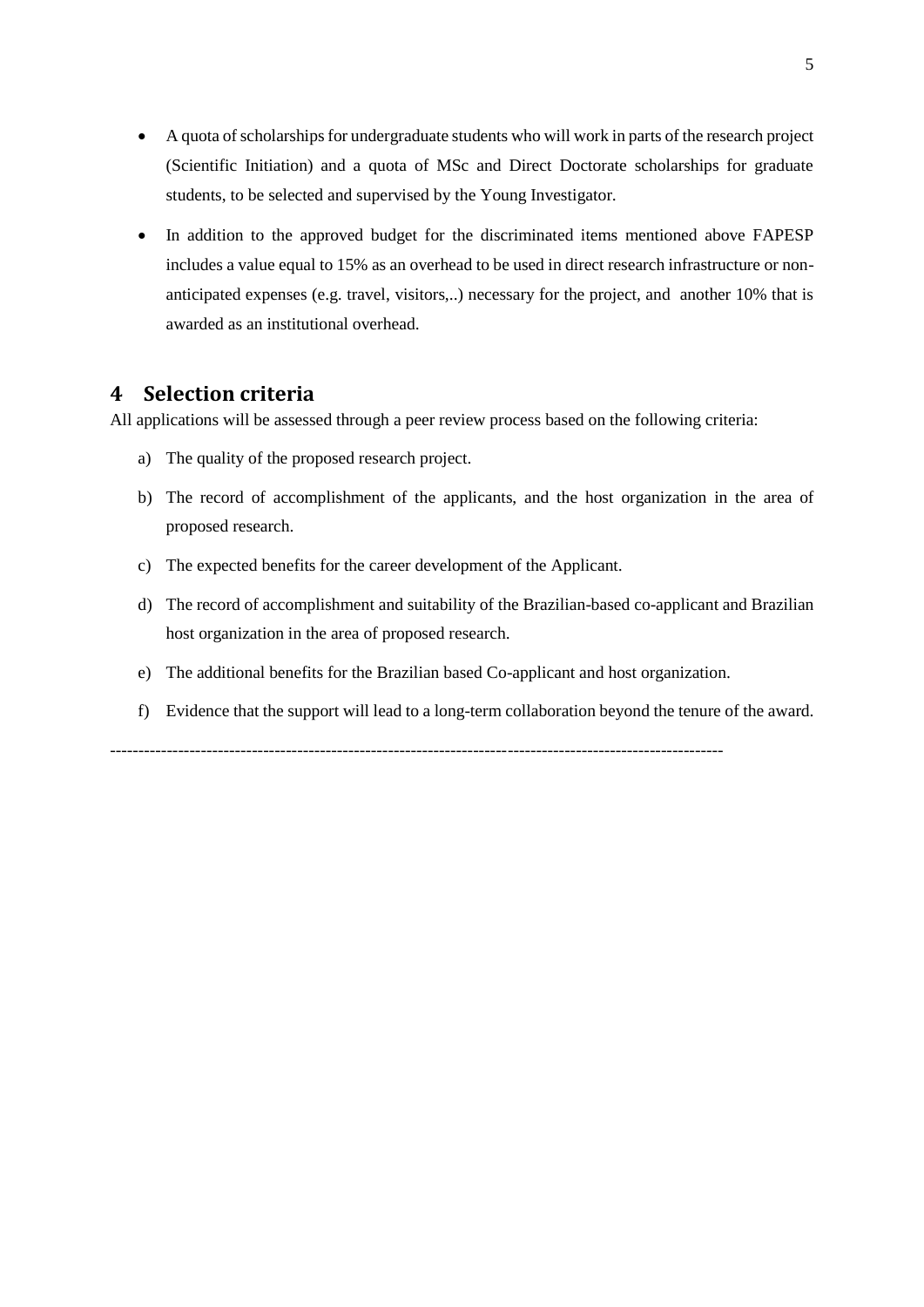- A quota of scholarships for undergraduate students who will work in parts of the research project (Scientific Initiation) and a quota of MSc and Direct Doctorate scholarships for graduate students, to be selected and supervised by the Young Investigator.
- In addition to the approved budget for the discriminated items mentioned above FAPESP includes a value equal to 15% as an overhead to be used in direct research infrastructure or non-anticipated expenses (e.g. travel, visitors,..) necessary for the project, and another 10% that is awarded as an institutional overhead.

## 4 Selection criteria

All applications will be assessed through a peer review process based on the following criteria:

a) The quality of the proposed research project.

b) The record of accomplishment of the applicants, and the host organization in the area of proposed research.

c) The expected benefits for the career development of the Applicant.

d) The record of accomplishment and suitability of the Brazilian-based co-applicant and Brazilian host organization in the area of proposed research.

e) The additional benefits for the Brazilian based Co-applicant and host organization.

f) Evidence that the support will lead to a long-term collaboration beyond the tenure of the award.

-------------------------------------------------------------------------------------------------------------